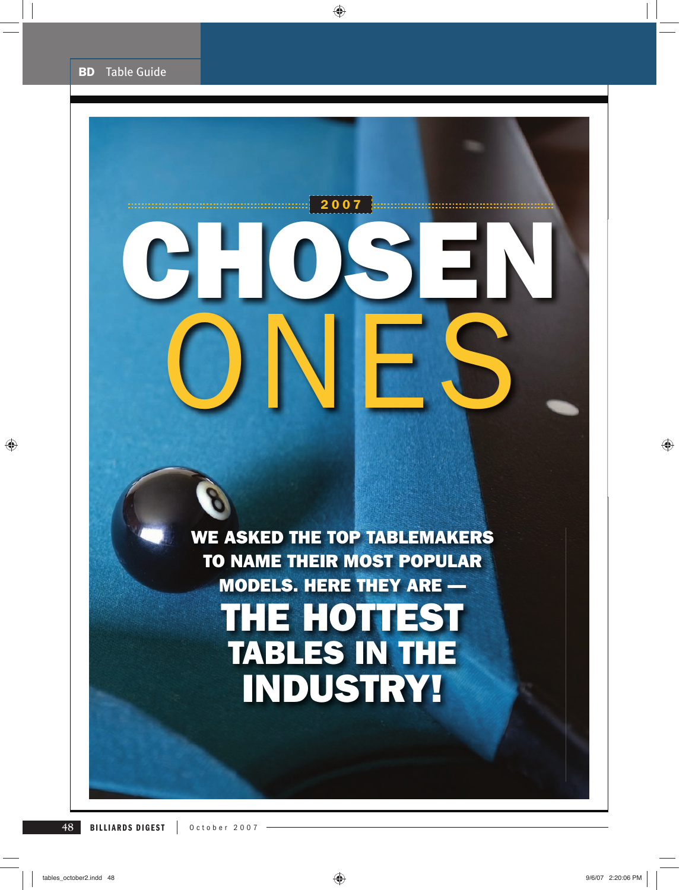# 2007 CHOSEN ONES

**WE ASKED THE TOP TABLEMAKERS TO NAME THEIR MOST POPULAR MODELS. HERE THEY ARE —**

## THE HOTTEST TABLES IN THE INDUSTRY!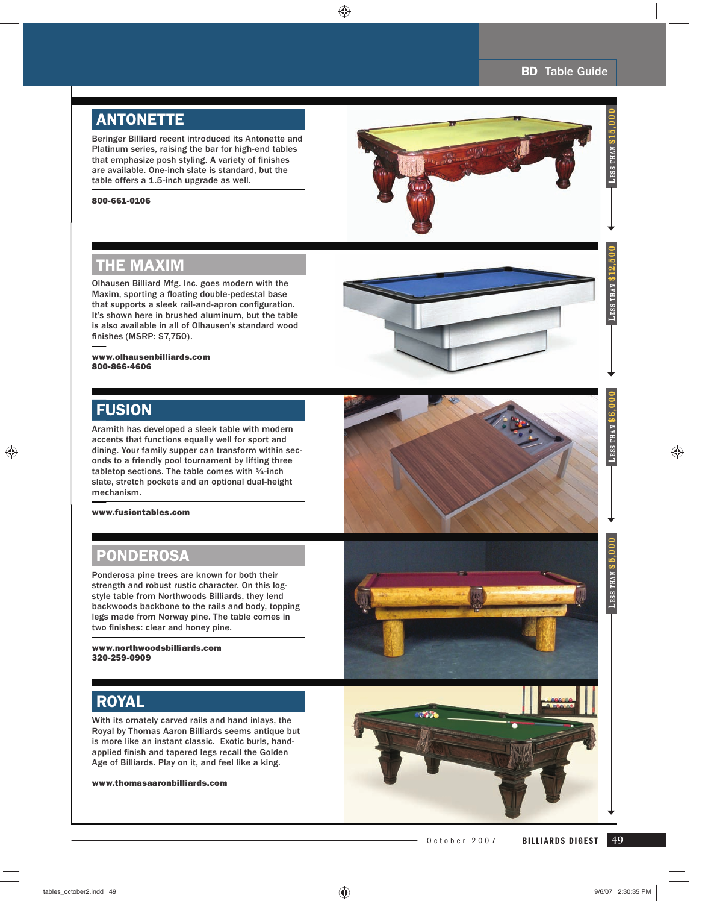## ANTONETTE

Beringer Billiard recent introduced its Antonette and Platinum series, raising the bar for high-end tables that emphasize posh styling. A variety of finishes are available. One-inch slate is standard, but the table offers a 1.5-inch upgrade as well.

**800-661-0106**

LESS THAN $15,000

## THE MAXIM

Olhausen Billiard Mfg. Inc. goes modern with the Maxim, sporting a floating double-pedestal base that supports a sleek rail-and-apron configuration. It's shown here in brushed aluminum, but the table is also available in all of Olhausen's standard wood finishes (MSRP: $7,750).

**www.olhausenbilliards.com**
**800-866-4606**

LESS THAN $12,500

## FUSION

Aramith has developed a sleek table with modern accents that functions equally well for sport and dining. Your family supper can transform within seconds to a friendly pool tournament by lifting three tabletop sections. The table comes with ¾-inch slate, stretch pockets and an optional dual-height mechanism.

**www.fusiontables.com**

LESS THAN $6,000

## PONDEROSA

Ponderosa pine trees are known for both their strength and robust rustic character. On this log-style table from Northwoods Billiards, they lend backwoods backbone to the rails and body, topping legs made from Norway pine. The table comes in two finishes: clear and honey pine.

**www.northwoodsbilliards.com**
**320-259-0909**

LESS THAN $5,000

## ROYAL

With its ornately carved rails and hand inlays, the Royal by Thomas Aaron Billiards seems antique but is more like an instant classic. Exotic burls, hand-applied finish and tapered legs recall the Golden Age of Billiards. Play on it, and feel like a king.

**www.thomasaaronbilliards.com**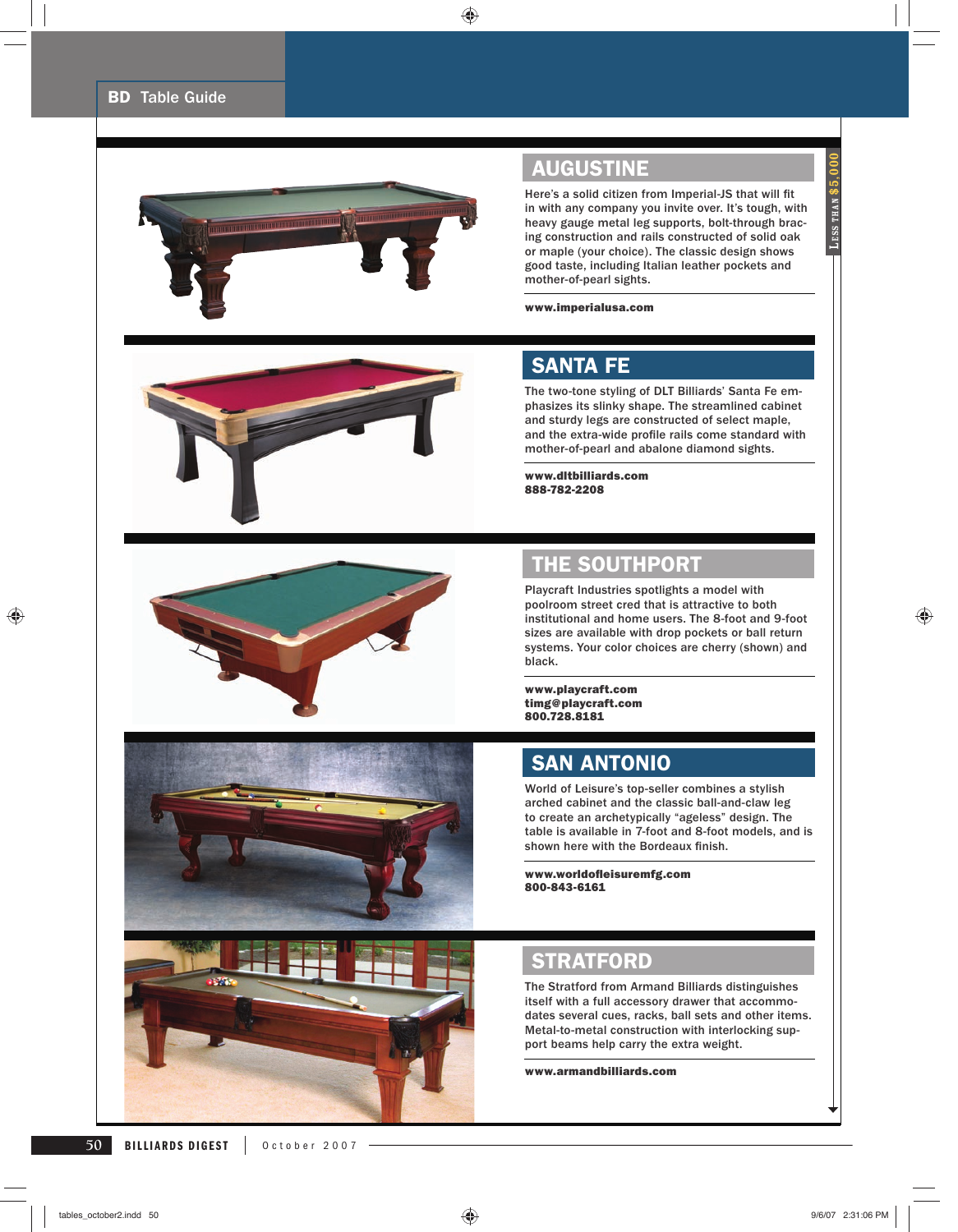LESS THAN $5,000

## AUGUSTINE

Here's a solid citizen from Imperial-JS that will fit in with any company you invite over. It's tough, with heavy gauge metal leg supports, bolt-through bracing construction and rails constructed of solid oak or maple (your choice). The classic design shows good taste, including Italian leather pockets and mother-of-pearl sights.

**www.imperialusa.com**

## SANTA FE

The two-tone styling of DLT Billiards' Santa Fe emphasizes its slinky shape. The streamlined cabinet and sturdy legs are constructed of select maple, and the extra-wide profile rails come standard with mother-of-pearl and abalone diamond sights.

**www.dltbilliards.com**
**888-782-2208**

## THE SOUTHPORT

Playcraft Industries spotlights a model with poolroom street cred that is attractive to both institutional and home users. The 8-foot and 9-foot sizes are available with drop pockets or ball return systems. Your color choices are cherry (shown) and black.

**www.playcraft.com**
**timg@playcraft.com**
**800.728.8181**

## SAN ANTONIO

World of Leisure's top-seller combines a stylish arched cabinet and the classic ball-and-claw leg to create an archetypically "ageless" design. The table is available in 7-foot and 8-foot models, and is shown here with the Bordeaux finish.

**www.worldofleisuremfg.com**
**800-843-6161**

## STRATFORD

The Stratford from Armand Billiards distinguishes itself with a full accessory drawer that accommodates several cues, racks, ball sets and other items. Metal-to-metal construction with interlocking support beams help carry the extra weight.

**www.armandbilliards.com**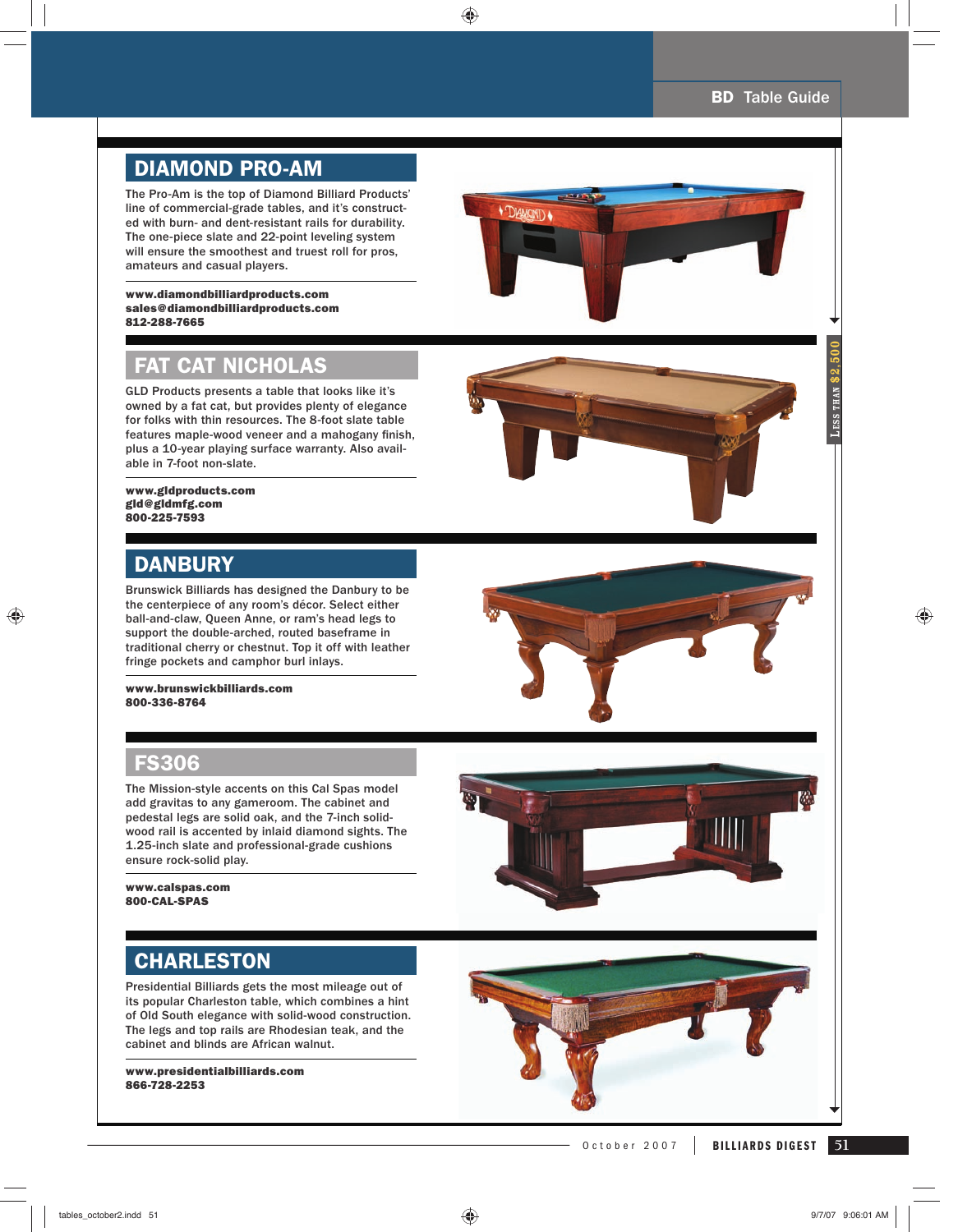## DIAMOND PRO-AM

The Pro-Am is the top of Diamond Billiard Products' line of commercial-grade tables, and it's constructed with burn- and dent-resistant rails for durability. The one-piece slate and 22-point leveling system will ensure the smoothest and truest roll for pros, amateurs and casual players.

**www.diamondbilliardproducts.com**
**sales@diamondbilliardproducts.com**
**812-288-7665**

## FAT CAT NICHOLAS

GLD Products presents a table that looks like it's owned by a fat cat, but provides plenty of elegance for folks with thin resources. The 8-foot slate table features maple-wood veneer and a mahogany finish, plus a 10-year playing surface warranty. Also available in 7-foot non-slate.

**www.gldproducts.com**
**gld@gldmfg.com**
**800-225-7593**

## DANBURY

Brunswick Billiards has designed the Danbury to be the centerpiece of any room's décor. Select either ball-and-claw, Queen Anne, or ram's head legs to support the double-arched, routed baseframe in traditional cherry or chestnut. Top it off with leather fringe pockets and camphor burl inlays.

**www.brunswickbilliards.com**
**800-336-8764**

## FS306

The Mission-style accents on this Cal Spas model add gravitas to any gameroom. The cabinet and pedestal legs are solid oak, and the 7-inch solid-wood rail is accented by inlaid diamond sights. The 1.25-inch slate and professional-grade cushions ensure rock-solid play.

**www.calspas.com**
**800-CAL-SPAS**

## CHARLESTON

Presidential Billiards gets the most mileage out of its popular Charleston table, which combines a hint of Old South elegance with solid-wood construction. The legs and top rails are Rhodesian teak, and the cabinet and blinds are African walnut.

**www.presidentialbilliards.com**
**866-728-2253**